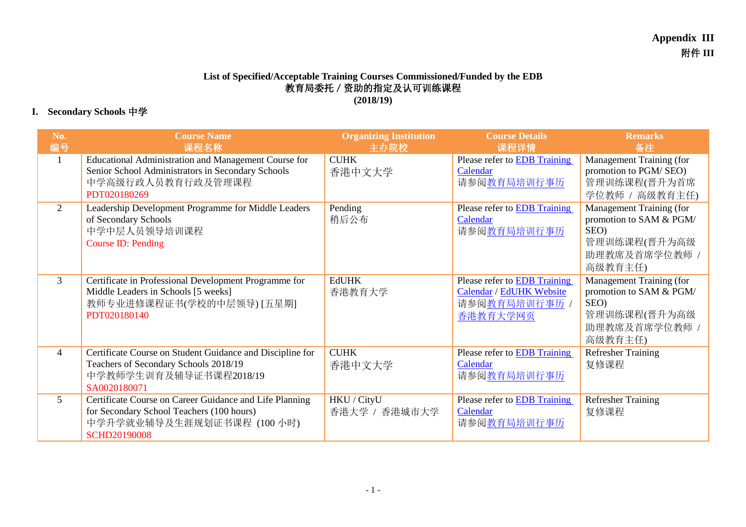**Appendix III**
**附件 III**

## List of Specified/Acceptable Training Courses Commissioned/Funded by the EDB
## 教育局委托 / 资助的指定及认可训练课程
## (2018/19)

### I. Secondary Schools 中学

| No.<br>编号 | Course Name<br>课程名称 | Organizing Institution<br>主办院校 | Course Details<br>课程详情 | Remarks<br>备注 |
|---|---|---|---|---|
| 1 | Educational Administration and Management Course for Senior School Administrators in Secondary Schools<br>中学高级行政人员教育行政及管理课程<br>PDT020180269 | CUHK<br>香港中文大学 | Please refer to EDB Training Calendar<br>请参阅教育局培训行事历 | Management Training (for promotion to PGM/ SEO)<br>管理训练课程(晋升为首席学位教师 / 高级教育主任) |
| 2 | Leadership Development Programme for Middle Leaders of Secondary Schools<br>中学中层人员领导培训课程<br>Course ID: Pending | Pending<br>稍后公布 | Please refer to EDB Training Calendar<br>请参阅教育局培训行事历 | Management Training (for promotion to SAM & PGM/ SEO)<br>管理训练课程(晋升为高级助理教席及首席学位教师 / 高级教育主任) |
| 3 | Certificate in Professional Development Programme for Middle Leaders in Schools [5 weeks]<br>教师专业进修课程证书(学校的中层领导) [五星期]<br>PDT020180140 | EdUHK<br>香港教育大学 | Please refer to EDB Training Calendar / EdUHK Website<br>请参阅教育局培训行事历 / 香港教育大学网页 | Management Training (for promotion to SAM & PGM/ SEO)<br>管理训练课程(晋升为高级助理教席及首席学位教师 / 高级教育主任) |
| 4 | Certificate Course on Student Guidance and Discipline for Teachers of Secondary Schools 2018/19<br>中学教师学生训育及辅导证书课程2018/19<br>SA0020180071 | CUHK<br>香港中文大学 | Please refer to EDB Training Calendar<br>请参阅教育局培训行事历 | Refresher Training<br>复修课程 |
| 5 | Certificate Course on Career Guidance and Life Planning for Secondary School Teachers (100 hours)<br>中学升学就业辅导及生涯规划证书课程 (100 小时)<br>SCHD20190008 | HKU / CityU<br>香港大学 / 香港城市大学 | Please refer to EDB Training Calendar<br>请参阅教育局培训行事历 | Refresher Training<br>复修课程 |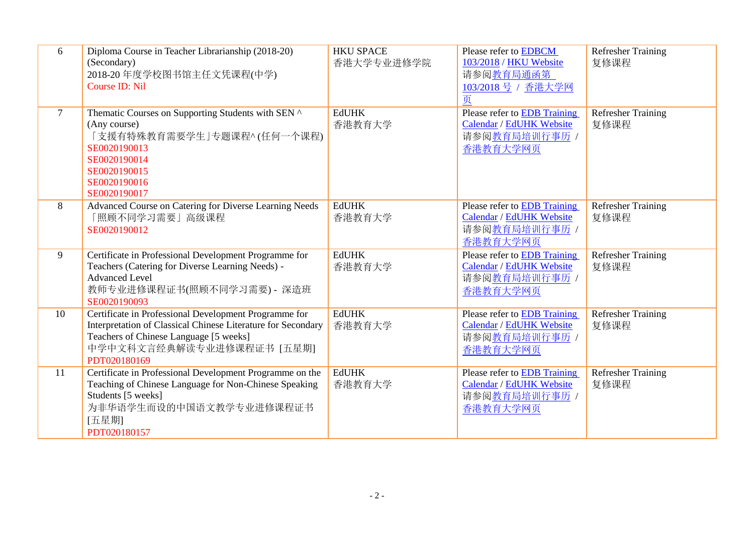| 6 | Diploma Course in Teacher Librarianship (2018-20) (Secondary)<br>2018-20 年度学校图书馆主任文凭课程(中学)<br>Course ID: Nil | HKU SPACE<br>香港大学专业进修学院 | Please refer to EDBCM 103/2018 / HKU Website<br>请参阅教育局通函第 103/2018 号 / 香港大学网页 | Refresher Training<br>复修课程 |
|---|---|---|---|---|
| 7 | Thematic Courses on Supporting Students with SEN ^ (Any course)<br>「支援有特殊教育需要学生」专题课程^ (任何一个课程)<br>SE0020190013<br>SE0020190014<br>SE0020190015<br>SE0020190016<br>SE0020190017 | EdUHK<br>香港教育大学 | Please refer to EDB Training Calendar / EdUHK Website<br>请参阅教育局培训行事历 / 香港教育大学网页 | Refresher Training<br>复修课程 |
| 8 | Advanced Course on Catering for Diverse Learning Needs<br>「照顾不同学习需要」高级课程<br>SE0020190012 | EdUHK<br>香港教育大学 | Please refer to EDB Training Calendar / EdUHK Website<br>请参阅教育局培训行事历 / 香港教育大学网页 | Refresher Training<br>复修课程 |
| 9 | Certificate in Professional Development Programme for Teachers (Catering for Diverse Learning Needs) - Advanced Level<br>教师专业进修课程证书(照顾不同学习需要) - 深造班<br>SE0020190093 | EdUHK<br>香港教育大学 | Please refer to EDB Training Calendar / EdUHK Website<br>请参阅教育局培训行事历 / 香港教育大学网页 | Refresher Training<br>复修课程 |
| 10 | Certificate in Professional Development Programme for Interpretation of Classical Chinese Literature for Secondary Teachers of Chinese Language [5 weeks]<br>中学中文科文言经典解读专业进修课程证书 [五星期]<br>PDT020180169 | EdUHK<br>香港教育大学 | Please refer to EDB Training Calendar / EdUHK Website<br>请参阅教育局培训行事历 / 香港教育大学网页 | Refresher Training<br>复修课程 |
| 11 | Certificate in Professional Development Programme on the Teaching of Chinese Language for Non-Chinese Speaking Students [5 weeks]<br>为非华语学生而设的中国语文教学专业进修课程证书 [五星期]<br>PDT020180157 | EdUHK<br>香港教育大学 | Please refer to EDB Training Calendar / EdUHK Website<br>请参阅教育局培训行事历 / 香港教育大学网页 | Refresher Training<br>复修课程 |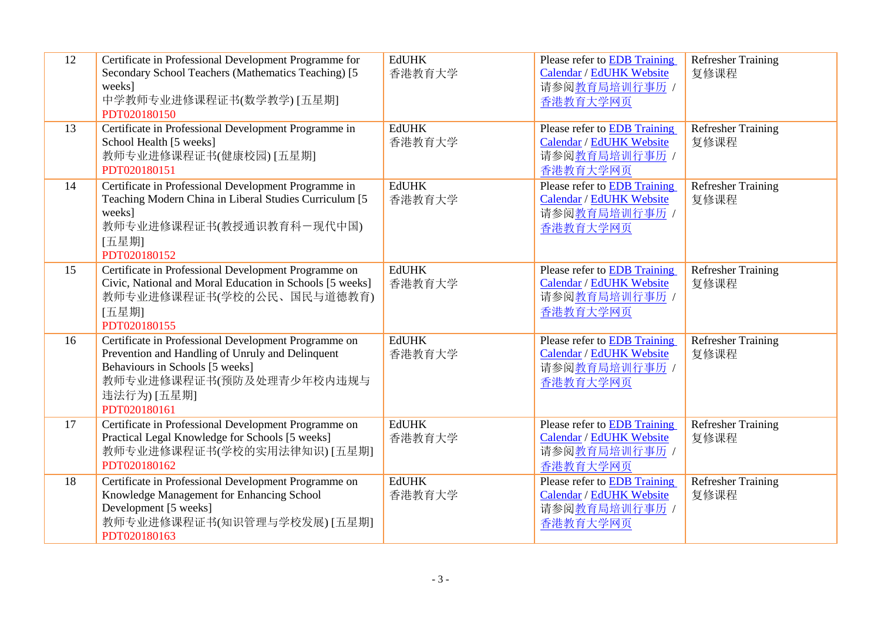| 12 | Certificate in Professional Development Programme for Secondary School Teachers (Mathematics Teaching) [5 weeks]<br>中学教师专业进修课程证书(数学教学) [五星期]<br>PDT020180150 | EdUHK<br>香港教育大学 | Please refer to EDB Training Calendar / EdUHK Website<br>请参阅教育局培训行事历 / 香港教育大学网页 | Refresher Training<br>复修课程 |
|---|---|---|---|---|
| 13 | Certificate in Professional Development Programme in School Health [5 weeks]<br>教师专业进修课程证书(健康校园) [五星期]<br>PDT020180151 | EdUHK<br>香港教育大学 | Please refer to EDB Training Calendar / EdUHK Website<br>请参阅教育局培训行事历 / 香港教育大学网页 | Refresher Training<br>复修课程 |
| 14 | Certificate in Professional Development Programme in Teaching Modern China in Liberal Studies Curriculum [5 weeks]<br>教师专业进修课程证书(教授通识教育科－现代中国) [五星期]<br>PDT020180152 | EdUHK<br>香港教育大学 | Please refer to EDB Training Calendar / EdUHK Website<br>请参阅教育局培训行事历 / 香港教育大学网页 | Refresher Training<br>复修课程 |
| 15 | Certificate in Professional Development Programme on Civic, National and Moral Education in Schools [5 weeks]<br>教师专业进修课程证书(学校的公民、国民与道德教育) [五星期]<br>PDT020180155 | EdUHK<br>香港教育大学 | Please refer to EDB Training Calendar / EdUHK Website<br>请参阅教育局培训行事历 / 香港教育大学网页 | Refresher Training<br>复修课程 |
| 16 | Certificate in Professional Development Programme on Prevention and Handling of Unruly and Delinquent Behaviours in Schools [5 weeks]<br>教师专业进修课程证书(预防及处理青少年校内违规与违法行为) [五星期]<br>PDT020180161 | EdUHK<br>香港教育大学 | Please refer to EDB Training Calendar / EdUHK Website<br>请参阅教育局培训行事历 / 香港教育大学网页 | Refresher Training<br>复修课程 |
| 17 | Certificate in Professional Development Programme on Practical Legal Knowledge for Schools [5 weeks]<br>教师专业进修课程证书(学校的实用法律知识) [五星期]<br>PDT020180162 | EdUHK<br>香港教育大学 | Please refer to EDB Training Calendar / EdUHK Website<br>请参阅教育局培训行事历 / 香港教育大学网页 | Refresher Training<br>复修课程 |
| 18 | Certificate in Professional Development Programme on Knowledge Management for Enhancing School Development [5 weeks]<br>教师专业进修课程证书(知识管理与学校发展) [五星期]<br>PDT020180163 | EdUHK<br>香港教育大学 | Please refer to EDB Training Calendar / EdUHK Website<br>请参阅教育局培训行事历 / 香港教育大学网页 | Refresher Training<br>复修课程 |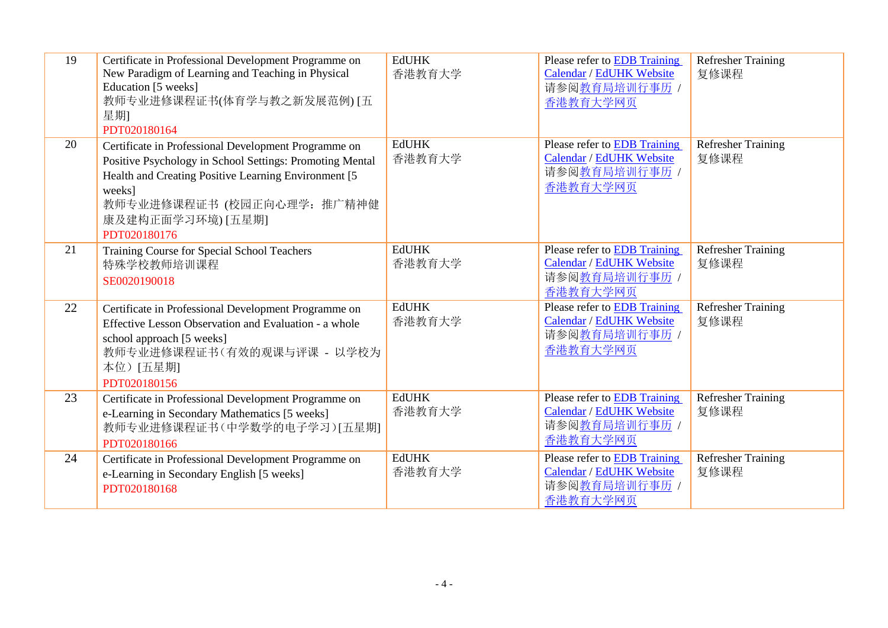| 19 | Certificate in Professional Development Programme on New Paradigm of Learning and Teaching in Physical Education [5 weeks]<br>教师专业进修课程证书(体育学与教之新发展范例) [五星期]<br>PDT020180164 | EdUHK<br>香港教育大学 | Please refer to EDB Training Calendar / EdUHK Website<br>请参阅教育局培训行事历 / 香港教育大学网页 | Refresher Training<br>复修课程 |
|---|---|---|---|---|
| 20 | Certificate in Professional Development Programme on Positive Psychology in School Settings: Promoting Mental Health and Creating Positive Learning Environment [5 weeks]<br>教师专业进修课程证书 (校园正向心理学：推广精神健康及建构正面学习环境) [五星期]<br>PDT020180176 | EdUHK<br>香港教育大学 | Please refer to EDB Training Calendar / EdUHK Website<br>请参阅教育局培训行事历 / 香港教育大学网页 | Refresher Training<br>复修课程 |
| 21 | Training Course for Special School Teachers<br>特殊学校教师培训课程<br>SE0020190018 | EdUHK<br>香港教育大学 | Please refer to EDB Training Calendar / EdUHK Website<br>请参阅教育局培训行事历 / 香港教育大学网页 | Refresher Training<br>复修课程 |
| 22 | Certificate in Professional Development Programme on Effective Lesson Observation and Evaluation - a whole school approach [5 weeks]<br>教师专业进修课程证书(有效的观课与评课 - 以学校为本位) [五星期]<br>PDT020180156 | EdUHK<br>香港教育大学 | Please refer to EDB Training Calendar / EdUHK Website<br>请参阅教育局培训行事历 / 香港教育大学网页 | Refresher Training<br>复修课程 |
| 23 | Certificate in Professional Development Programme on e-Learning in Secondary Mathematics [5 weeks]<br>教师专业进修课程证书(中学数学的电子学习)[五星期]<br>PDT020180166 | EdUHK<br>香港教育大学 | Please refer to EDB Training Calendar / EdUHK Website<br>请参阅教育局培训行事历 / 香港教育大学网页 | Refresher Training<br>复修课程 |
| 24 | Certificate in Professional Development Programme on e-Learning in Secondary English [5 weeks]<br>PDT020180168 | EdUHK<br>香港教育大学 | Please refer to EDB Training Calendar / EdUHK Website<br>请参阅教育局培训行事历 / 香港教育大学网页 | Refresher Training<br>复修课程 |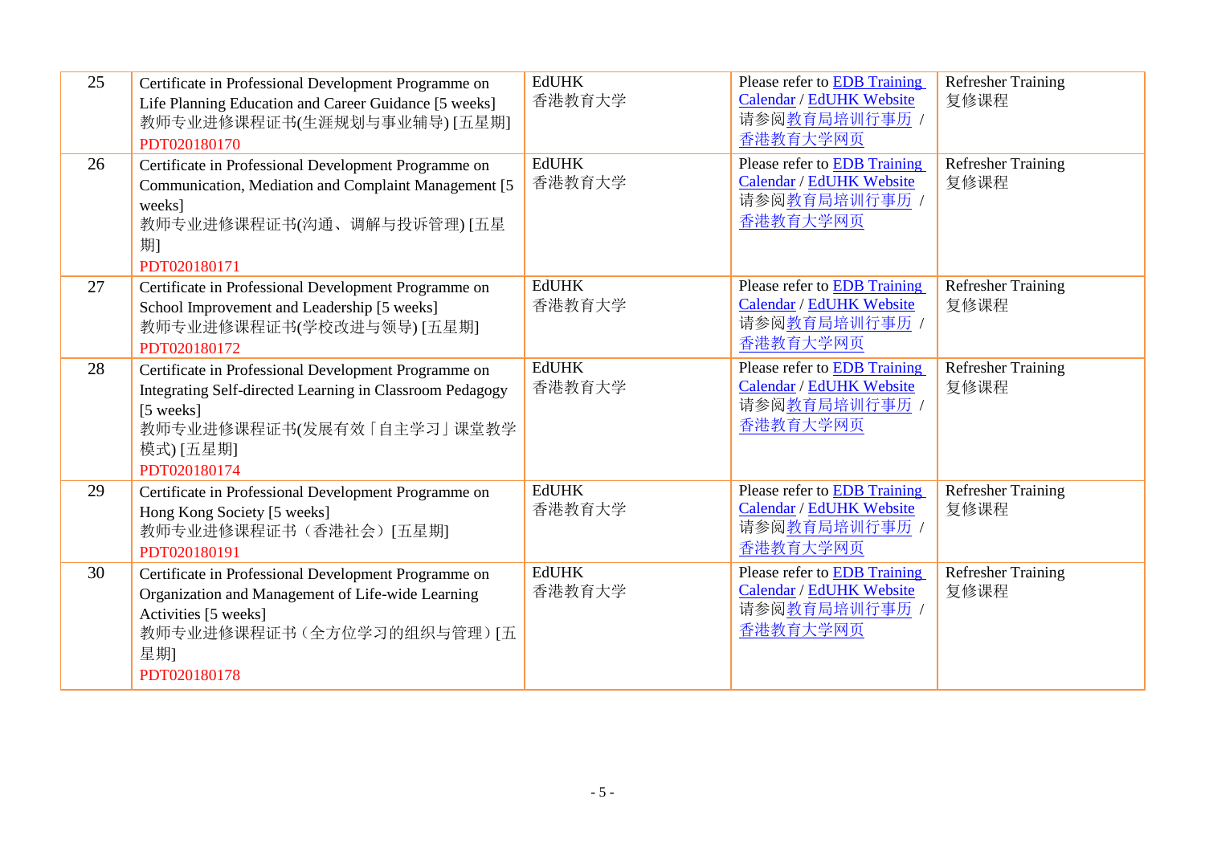| 25 | Certificate in Professional Development Programme on Life Planning Education and Career Guidance [5 weeks]<br>教师专业进修课程证书(生涯规划与事业辅导) [五星期]<br>PDT020180170 | EdUHK<br>香港教育大学 | Please refer to EDB Training Calendar / EdUHK Website<br>请参阅教育局培训行事历 / 香港教育大学网页 | Refresher Training<br>复修课程 |
|---|---|---|---|---|
| 26 | Certificate in Professional Development Programme on Communication, Mediation and Complaint Management [5 weeks]<br>教师专业进修课程证书(沟通、调解与投诉管理) [五星期]<br>PDT020180171 | EdUHK<br>香港教育大学 | Please refer to EDB Training Calendar / EdUHK Website<br>请参阅教育局培训行事历 / 香港教育大学网页 | Refresher Training<br>复修课程 |
| 27 | Certificate in Professional Development Programme on School Improvement and Leadership [5 weeks]<br>教师专业进修课程证书(学校改进与领导) [五星期]<br>PDT020180172 | EdUHK<br>香港教育大学 | Please refer to EDB Training Calendar / EdUHK Website<br>请参阅教育局培训行事历 / 香港教育大学网页 | Refresher Training<br>复修课程 |
| 28 | Certificate in Professional Development Programme on Integrating Self-directed Learning in Classroom Pedagogy [5 weeks]<br>教师专业进修课程证书(发展有效「自主学习」课堂教学模式) [五星期]<br>PDT020180174 | EdUHK<br>香港教育大学 | Please refer to EDB Training Calendar / EdUHK Website<br>请参阅教育局培训行事历 / 香港教育大学网页 | Refresher Training<br>复修课程 |
| 29 | Certificate in Professional Development Programme on Hong Kong Society [5 weeks]<br>教师专业进修课程证书（香港社会）[五星期]<br>PDT020180191 | EdUHK<br>香港教育大学 | Please refer to EDB Training Calendar / EdUHK Website<br>请参阅教育局培训行事历 / 香港教育大学网页 | Refresher Training<br>复修课程 |
| 30 | Certificate in Professional Development Programme on Organization and Management of Life-wide Learning Activities [5 weeks]<br>教师专业进修课程证书（全方位学习的组织与管理）[五星期]<br>PDT020180178 | EdUHK<br>香港教育大学 | Please refer to EDB Training Calendar / EdUHK Website<br>请参阅教育局培训行事历 / 香港教育大学网页 | Refresher Training<br>复修课程 |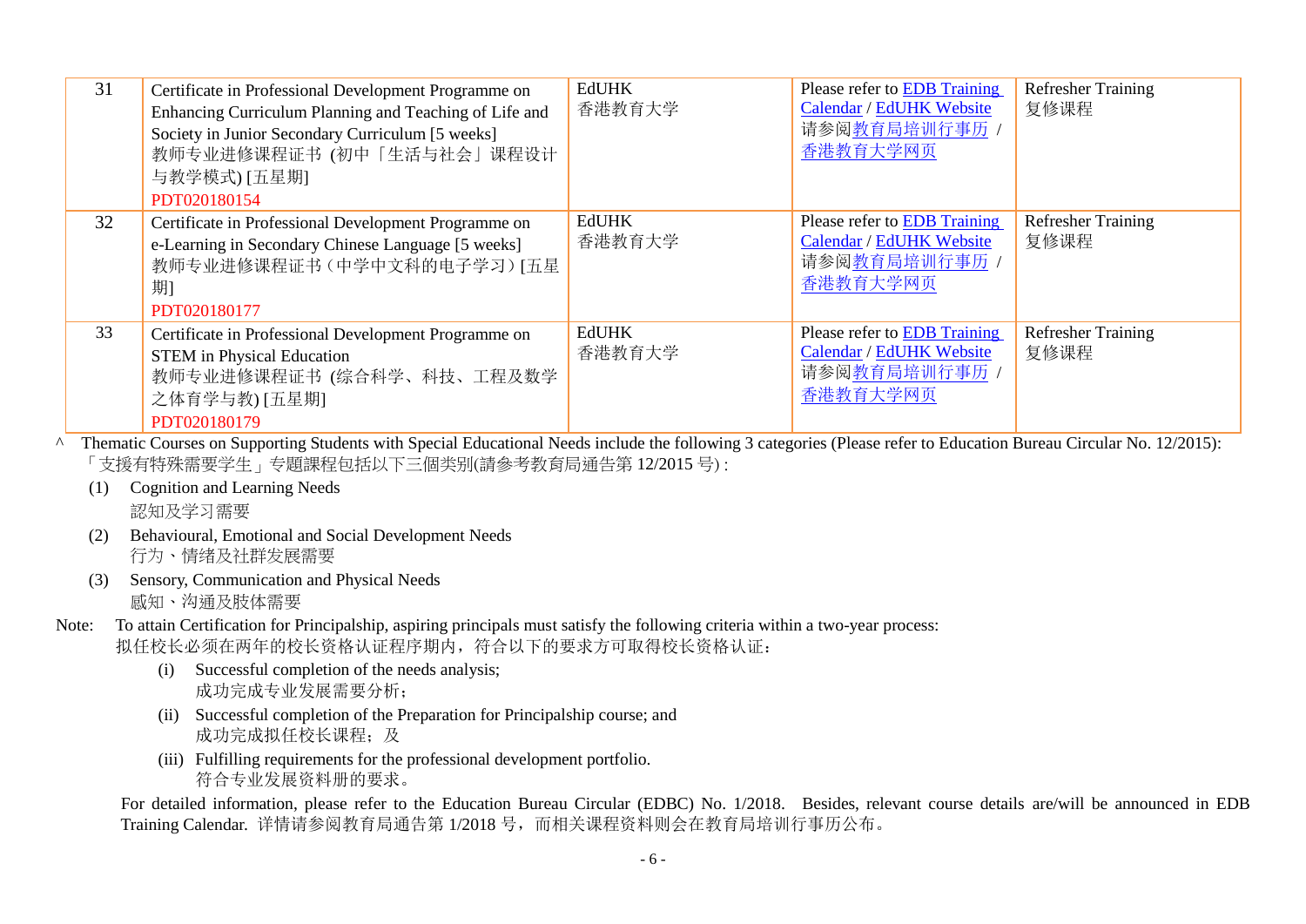| 31 | Certificate in Professional Development Programme on Enhancing Curriculum Planning and Teaching of Life and Society in Junior Secondary Curriculum [5 weeks]<br>教师专业进修课程证书 (初中「生活与社会」课程设计与教学模式) [五星期]<br>PDT020180154 | EdUHK<br>香港教育大学 | Please refer to EDB Training Calendar / EdUHK Website<br>请参阅教育局培训行事历 / 香港教育大学网页 | Refresher Training<br>复修课程 |
|---|---|---|---|---|
| 32 | Certificate in Professional Development Programme on e-Learning in Secondary Chinese Language [5 weeks]<br>教师专业进修课程证书（中学中文科的电子学习）[五星期]<br>PDT020180177 | EdUHK<br>香港教育大学 | Please refer to EDB Training Calendar / EdUHK Website<br>请参阅教育局培训行事历 / 香港教育大学网页 | Refresher Training<br>复修课程 |
| 33 | Certificate in Professional Development Programme on STEM in Physical Education<br>教师专业进修课程证书 (综合科学、科技、工程及数学之体育学与教) [五星期]<br>PDT020180179 | EdUHK<br>香港教育大学 | Please refer to EDB Training Calendar / EdUHK Website<br>请参阅教育局培训行事历 / 香港教育大学网页 | Refresher Training<br>复修课程 |

^ Thematic Courses on Supporting Students with Special Educational Needs include the following 3 categories (Please refer to Education Bureau Circular No. 12/2015):
「支援有特殊需要学生」专题課程包括以下三個类别(請參考教育局通告第 12/2015 号) :

(1) Cognition and Learning Needs
認知及学习需要

(2) Behavioural, Emotional and Social Development Needs
行为、情绪及社群发展需要

(3) Sensory, Communication and Physical Needs
感知、沟通及肢体需要

Note: To attain Certification for Principalship, aspiring principals must satisfy the following criteria within a two-year process:
拟任校长必须在两年的校长资格认证程序期内，符合以下的要求方可取得校长资格认证：

(i) Successful completion of the needs analysis;
成功完成专业发展需要分析；

(ii) Successful completion of the Preparation for Principalship course; and
成功完成拟任校长课程；及

(iii) Fulfilling requirements for the professional development portfolio.
符合专业发展资料册的要求。

For detailed information, please refer to the Education Bureau Circular (EDBC) No. 1/2018. Besides, relevant course details are/will be announced in EDB Training Calendar. 详情请参阅教育局通告第 1/2018 号，而相关课程资料则会在教育局培训行事历公布。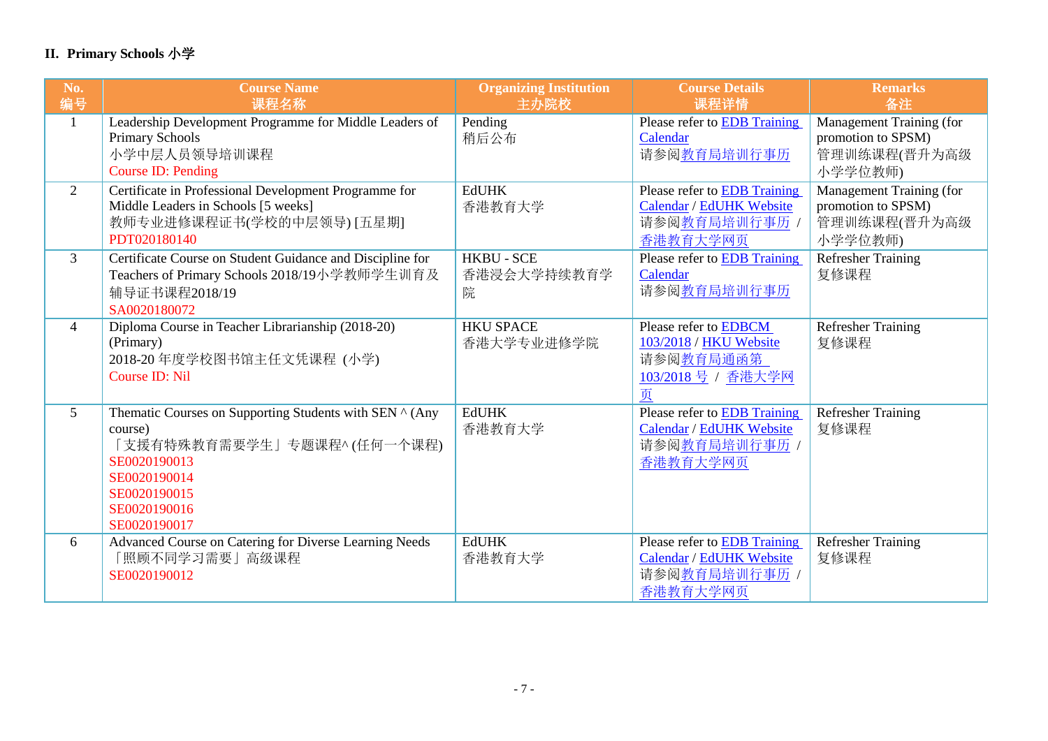## II. Primary Schools 小学

| No.<br>编号 | Course Name<br>课程名称 | Organizing Institution<br>主办院校 | Course Details<br>课程详情 | Remarks<br>备注 |
|---|---|---|---|---|
| 1 | Leadership Development Programme for Middle Leaders of Primary Schools<br>小学中层人员领导培训课程<br>Course ID: Pending | Pending<br>稍后公布 | Please refer to EDB Training Calendar<br>请参阅教育局培训行事历 | Management Training (for promotion to SPSM)<br>管理训练课程(晋升为高级小学学位教师) |
| 2 | Certificate in Professional Development Programme for Middle Leaders in Schools [5 weeks]<br>教师专业进修课程证书(学校的中层领导) [五星期]<br>PDT020180140 | EdUHK<br>香港教育大学 | Please refer to EDB Training Calendar / EdUHK Website<br>请参阅教育局培训行事历 / 香港教育大学网页 | Management Training (for promotion to SPSM)<br>管理训练课程(晋升为高级小学学位教师) |
| 3 | Certificate Course on Student Guidance and Discipline for Teachers of Primary Schools 2018/19小学教师学生训育及辅导证书课程2018/19<br>SA0020180072 | HKBU - SCE<br>香港浸会大学持续教育学院 | Please refer to EDB Training Calendar<br>请参阅教育局培训行事历 | Refresher Training<br>复修课程 |
| 4 | Diploma Course in Teacher Librarianship (2018-20) (Primary)<br>2018-20 年度学校图书馆主任文凭课程 (小学)<br>Course ID: Nil | HKU SPACE<br>香港大学专业进修学院 | Please refer to EDBCM 103/2018 / HKU Website<br>请参阅教育局通函第 103/2018 号 / 香港大学网页 | Refresher Training<br>复修课程 |
| 5 | Thematic Courses on Supporting Students with SEN ^ (Any course)<br>「支援有特殊教育需要学生」专题课程^ (任何一个课程)<br>SE0020190013<br>SE0020190014<br>SE0020190015<br>SE0020190016<br>SE0020190017 | EdUHK<br>香港教育大学 | Please refer to EDB Training Calendar / EdUHK Website<br>请参阅教育局培训行事历 / 香港教育大学网页 | Refresher Training<br>复修课程 |
| 6 | Advanced Course on Catering for Diverse Learning Needs<br>「照顾不同学习需要」高级课程<br>SE0020190012 | EdUHK<br>香港教育大学 | Please refer to EDB Training Calendar / EdUHK Website<br>请参阅教育局培训行事历 / 香港教育大学网页 | Refresher Training<br>复修课程 |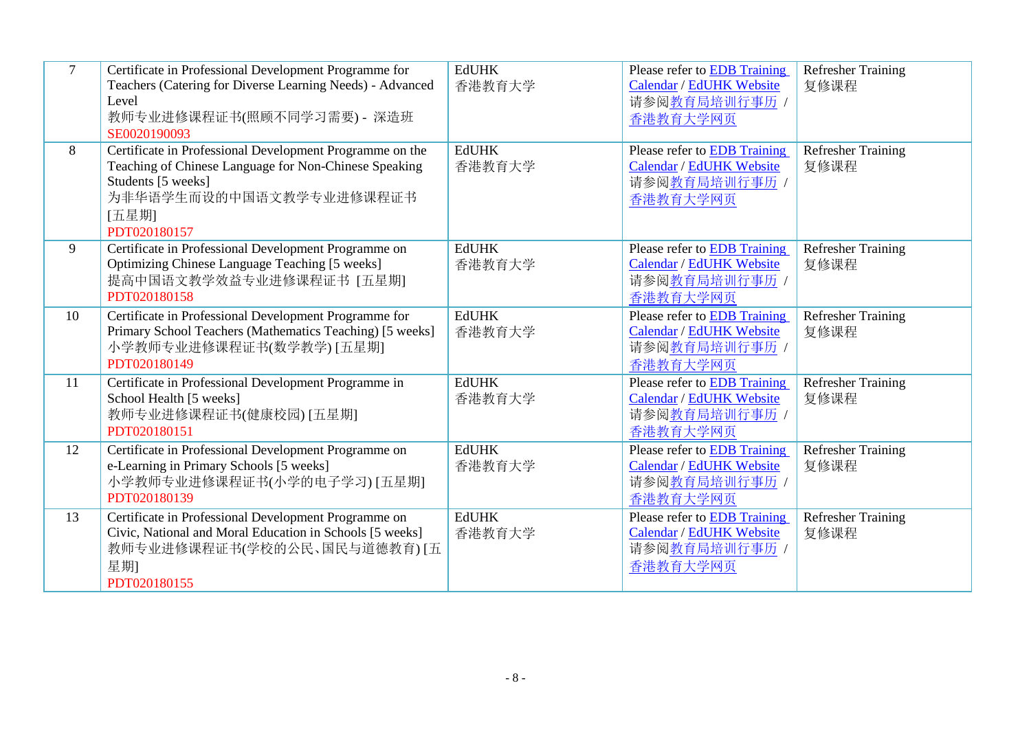| 7 | Certificate in Professional Development Programme for Teachers (Catering for Diverse Learning Needs) - Advanced Level<br>教师专业进修课程证书(照顾不同学习需要) - 深造班<br>SE0020190093 | EdUHK<br>香港教育大学 | Please refer to EDB Training Calendar / EdUHK Website<br>请参阅教育局培训行事历 / 香港教育大学网页 | Refresher Training<br>复修课程 |
|---|---|---|---|---|
| 8 | Certificate in Professional Development Programme on the Teaching of Chinese Language for Non-Chinese Speaking Students [5 weeks]<br>为非华语学生而设的中国语文教学专业进修课程证书[五星期]<br>PDT020180157 | EdUHK<br>香港教育大学 | Please refer to EDB Training Calendar / EdUHK Website<br>请参阅教育局培训行事历 / 香港教育大学网页 | Refresher Training<br>复修课程 |
| 9 | Certificate in Professional Development Programme on Optimizing Chinese Language Teaching [5 weeks]<br>提高中国语文教学效益专业进修课程证书 [五星期]<br>PDT020180158 | EdUHK<br>香港教育大学 | Please refer to EDB Training Calendar / EdUHK Website<br>请参阅教育局培训行事历 / 香港教育大学网页 | Refresher Training<br>复修课程 |
| 10 | Certificate in Professional Development Programme for Primary School Teachers (Mathematics Teaching) [5 weeks]<br>小学教师专业进修课程证书(数学教学) [五星期]<br>PDT020180149 | EdUHK<br>香港教育大学 | Please refer to EDB Training Calendar / EdUHK Website<br>请参阅教育局培训行事历 / 香港教育大学网页 | Refresher Training<br>复修课程 |
| 11 | Certificate in Professional Development Programme in School Health [5 weeks]<br>教师专业进修课程证书(健康校园) [五星期]<br>PDT020180151 | EdUHK<br>香港教育大学 | Please refer to EDB Training Calendar / EdUHK Website<br>请参阅教育局培训行事历 / 香港教育大学网页 | Refresher Training<br>复修课程 |
| 12 | Certificate in Professional Development Programme on e-Learning in Primary Schools [5 weeks]<br>小学教师专业进修课程证书(小学的电子学习) [五星期]<br>PDT020180139 | EdUHK<br>香港教育大学 | Please refer to EDB Training Calendar / EdUHK Website<br>请参阅教育局培训行事历 / 香港教育大学网页 | Refresher Training<br>复修课程 |
| 13 | Certificate in Professional Development Programme on Civic, National and Moral Education in Schools [5 weeks]<br>教师专业进修课程证书(学校的公民、国民与道德教育) [五星期]<br>PDT020180155 | EdUHK<br>香港教育大学 | Please refer to EDB Training Calendar / EdUHK Website<br>请参阅教育局培训行事历 / 香港教育大学网页 | Refresher Training<br>复修课程 |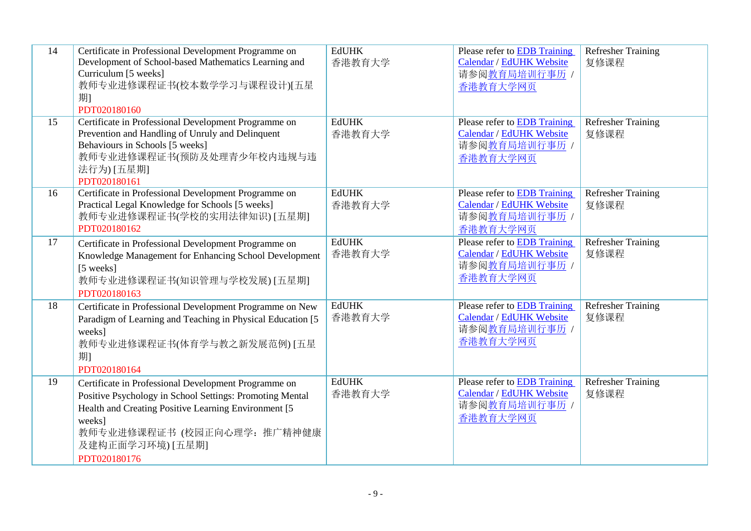| 14 | Certificate in Professional Development Programme on Development of School-based Mathematics Learning and Curriculum [5 weeks]<br>教师专业进修课程证书(校本数学学习与课程设计)[五星期]<br>PDT020180160 | EdUHK<br>香港教育大学 | Please refer to EDB Training Calendar / EdUHK Website<br>请参阅教育局培训行事历 / 香港教育大学网页 | Refresher Training<br>复修课程 |
|---|---|---|---|---|
| 15 | Certificate in Professional Development Programme on Prevention and Handling of Unruly and Delinquent Behaviours in Schools [5 weeks]<br>教师专业进修课程证书(预防及处理青少年校内违规与违法行为) [五星期]<br>PDT020180161 | EdUHK<br>香港教育大学 | Please refer to EDB Training Calendar / EdUHK Website<br>请参阅教育局培训行事历 / 香港教育大学网页 | Refresher Training<br>复修课程 |
| 16 | Certificate in Professional Development Programme on Practical Legal Knowledge for Schools [5 weeks]<br>教师专业进修课程证书(学校的实用法律知识) [五星期]<br>PDT020180162 | EdUHK<br>香港教育大学 | Please refer to EDB Training Calendar / EdUHK Website<br>请参阅教育局培训行事历 / 香港教育大学网页 | Refresher Training<br>复修课程 |
| 17 | Certificate in Professional Development Programme on Knowledge Management for Enhancing School Development [5 weeks]<br>教师专业进修课程证书(知识管理与学校发展) [五星期]<br>PDT020180163 | EdUHK<br>香港教育大学 | Please refer to EDB Training Calendar / EdUHK Website<br>请参阅教育局培训行事历 / 香港教育大学网页 | Refresher Training<br>复修课程 |
| 18 | Certificate in Professional Development Programme on New Paradigm of Learning and Teaching in Physical Education [5 weeks]<br>教师专业进修课程证书(体育学与教之新发展范例) [五星期]<br>PDT020180164 | EdUHK<br>香港教育大学 | Please refer to EDB Training Calendar / EdUHK Website<br>请参阅教育局培训行事历 / 香港教育大学网页 | Refresher Training<br>复修课程 |
| 19 | Certificate in Professional Development Programme on Positive Psychology in School Settings: Promoting Mental Health and Creating Positive Learning Environment [5 weeks]<br>教师专业进修课程证书 (校园正向心理学：推广精神健康及建构正面学习环境) [五星期]<br>PDT020180176 | EdUHK<br>香港教育大学 | Please refer to EDB Training Calendar / EdUHK Website<br>请参阅教育局培训行事历 / 香港教育大学网页 | Refresher Training<br>复修课程 |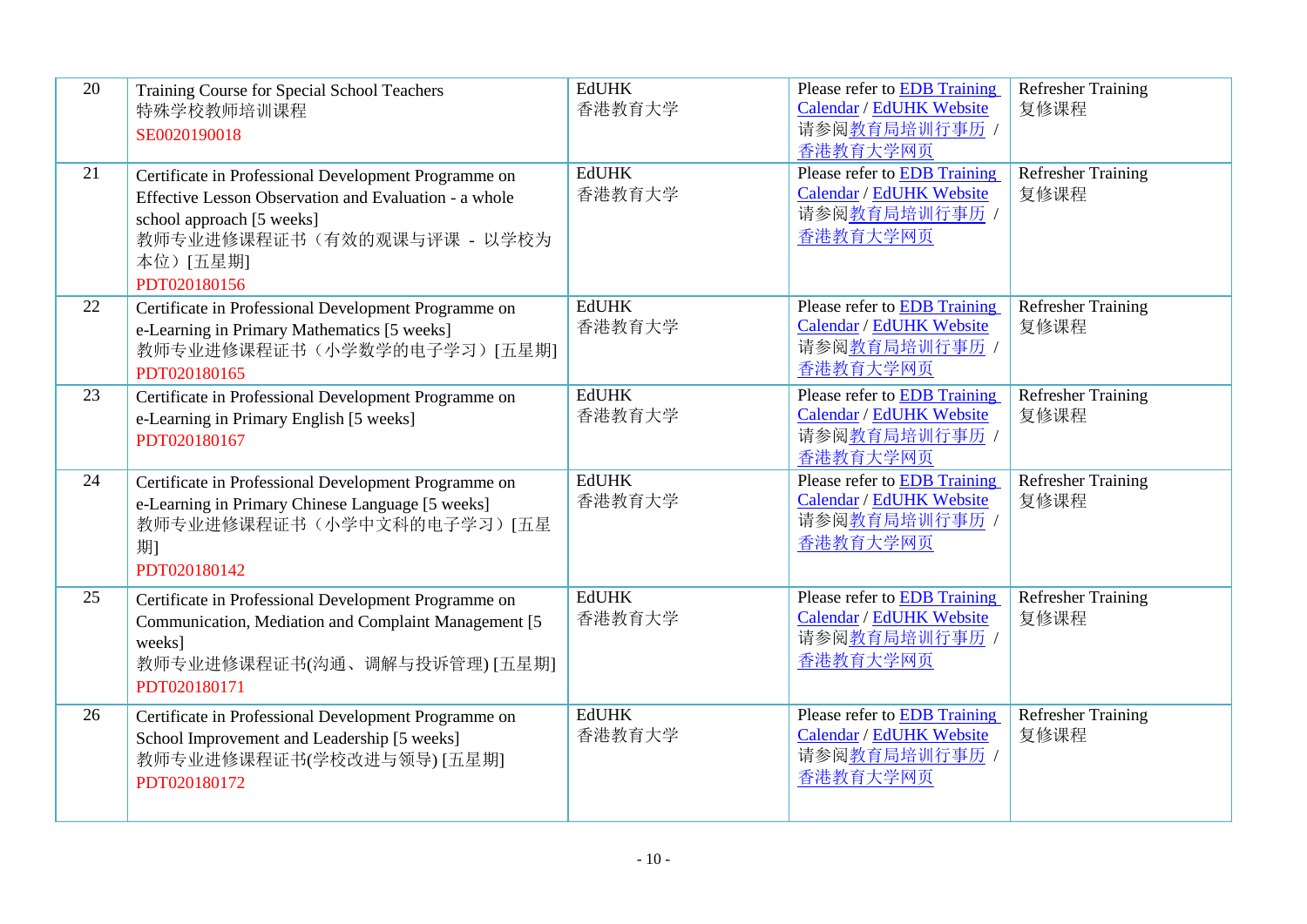| 20 | Training Course for Special School Teachers<br>特殊学校教师培训课程<br>SE0020190018 | EdUHK<br>香港教育大学 | Please refer to EDB Training Calendar / EdUHK Website<br>请参阅教育局培训行事历 / 香港教育大学网页 | Refresher Training<br>复修课程 |
|---|---|---|---|---|
| 21 | Certificate in Professional Development Programme on Effective Lesson Observation and Evaluation - a whole school approach [5 weeks]<br>教师专业进修课程证书（有效的观课与评课 - 以学校为本位）[五星期]<br>PDT020180156 | EdUHK<br>香港教育大学 | Please refer to EDB Training Calendar / EdUHK Website<br>请参阅教育局培训行事历 / 香港教育大学网页 | Refresher Training<br>复修课程 |
| 22 | Certificate in Professional Development Programme on e-Learning in Primary Mathematics [5 weeks]<br>教师专业进修课程证书（小学数学的电子学习）[五星期]<br>PDT020180165 | EdUHK<br>香港教育大学 | Please refer to EDB Training Calendar / EdUHK Website<br>请参阅教育局培训行事历 / 香港教育大学网页 | Refresher Training<br>复修课程 |
| 23 | Certificate in Professional Development Programme on e-Learning in Primary English [5 weeks]<br>PDT020180167 | EdUHK<br>香港教育大学 | Please refer to EDB Training Calendar / EdUHK Website<br>请参阅教育局培训行事历 / 香港教育大学网页 | Refresher Training<br>复修课程 |
| 24 | Certificate in Professional Development Programme on e-Learning in Primary Chinese Language [5 weeks]<br>教师专业进修课程证书（小学中文科的电子学习）[五星期]<br>PDT020180142 | EdUHK<br>香港教育大学 | Please refer to EDB Training Calendar / EdUHK Website<br>请参阅教育局培训行事历 / 香港教育大学网页 | Refresher Training<br>复修课程 |
| 25 | Certificate in Professional Development Programme on Communication, Mediation and Complaint Management [5 weeks]<br>教师专业进修课程证书(沟通、调解与投诉管理) [五星期]<br>PDT020180171 | EdUHK<br>香港教育大学 | Please refer to EDB Training Calendar / EdUHK Website<br>请参阅教育局培训行事历 / 香港教育大学网页 | Refresher Training<br>复修课程 |
| 26 | Certificate in Professional Development Programme on School Improvement and Leadership [5 weeks]<br>教师专业进修课程证书(学校改进与领导) [五星期]<br>PDT020180172 | EdUHK<br>香港教育大学 | Please refer to EDB Training Calendar / EdUHK Website<br>请参阅教育局培训行事历 / 香港教育大学网页 | Refresher Training<br>复修课程 |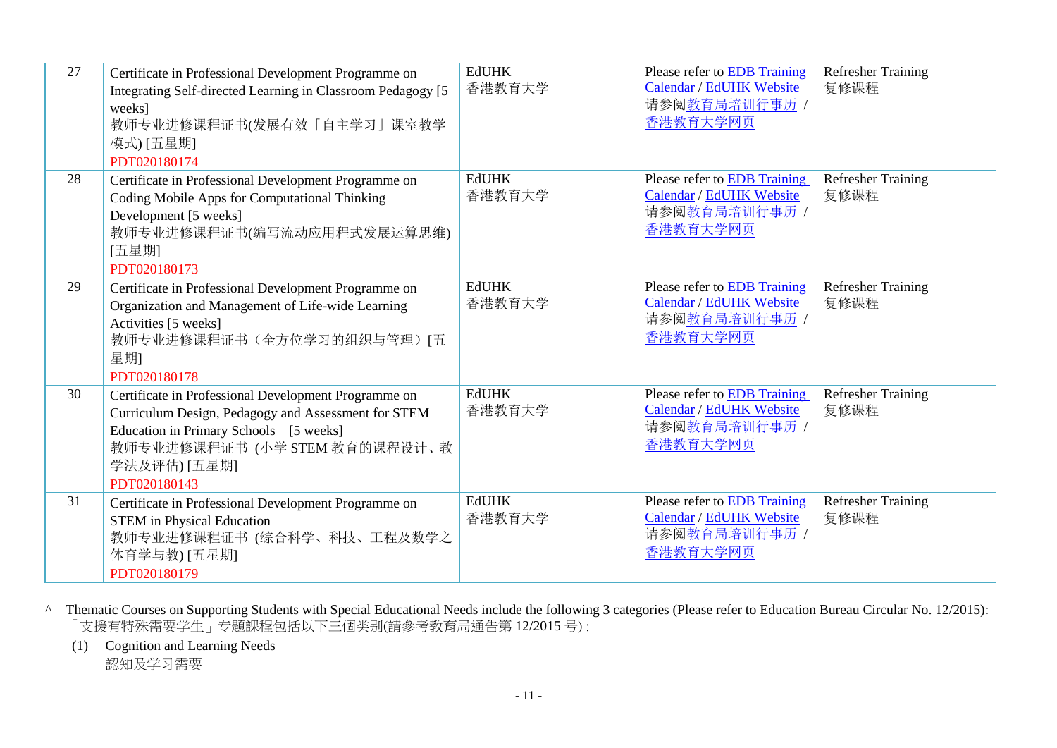| 27 | Certificate in Professional Development Programme on Integrating Self-directed Learning in Classroom Pedagogy [5 weeks]<br>教师专业进修课程证书(发展有效「自主学习」课室教学模式) [五星期]<br>PDT020180174 | EdUHK<br>香港教育大学 | Please refer to EDB Training Calendar / EdUHK Website<br>请参阅教育局培训行事历 / 香港教育大学网页 | Refresher Training<br>复修课程 |
|---|---|---|---|---|
| 28 | Certificate in Professional Development Programme on Coding Mobile Apps for Computational Thinking Development [5 weeks]<br>教师专业进修课程证书(编写流动应用程式发展运算思维) [五星期]<br>PDT020180173 | EdUHK<br>香港教育大学 | Please refer to EDB Training Calendar / EdUHK Website<br>请参阅教育局培训行事历 / 香港教育大学网页 | Refresher Training<br>复修课程 |
| 29 | Certificate in Professional Development Programme on Organization and Management of Life-wide Learning Activities [5 weeks]<br>教师专业进修课程证书（全方位学习的组织与管理）[五星期]<br>PDT020180178 | EdUHK<br>香港教育大学 | Please refer to EDB Training Calendar / EdUHK Website<br>请参阅教育局培训行事历 / 香港教育大学网页 | Refresher Training<br>复修课程 |
| 30 | Certificate in Professional Development Programme on Curriculum Design, Pedagogy and Assessment for STEM Education in Primary Schools [5 weeks]<br>教师专业进修课程证书 (小学 STEM 教育的课程设计、教学法及评估) [五星期]<br>PDT020180143 | EdUHK<br>香港教育大学 | Please refer to EDB Training Calendar / EdUHK Website<br>请参阅教育局培训行事历 / 香港教育大学网页 | Refresher Training<br>复修课程 |
| 31 | Certificate in Professional Development Programme on STEM in Physical Education<br>教师专业进修课程证书 (综合科学、科技、工程及数学之体育学与教) [五星期]<br>PDT020180179 | EdUHK<br>香港教育大学 | Please refer to EDB Training Calendar / EdUHK Website<br>请参阅教育局培训行事历 / 香港教育大学网页 | Refresher Training<br>复修课程 |

^ Thematic Courses on Supporting Students with Special Educational Needs include the following 3 categories (Please refer to Education Bureau Circular No. 12/2015):
「支援有特殊需要学生」专题課程包括以下三個类别(請参考教育局通告第 12/2015 号) :

(1) Cognition and Learning Needs
認知及学习需要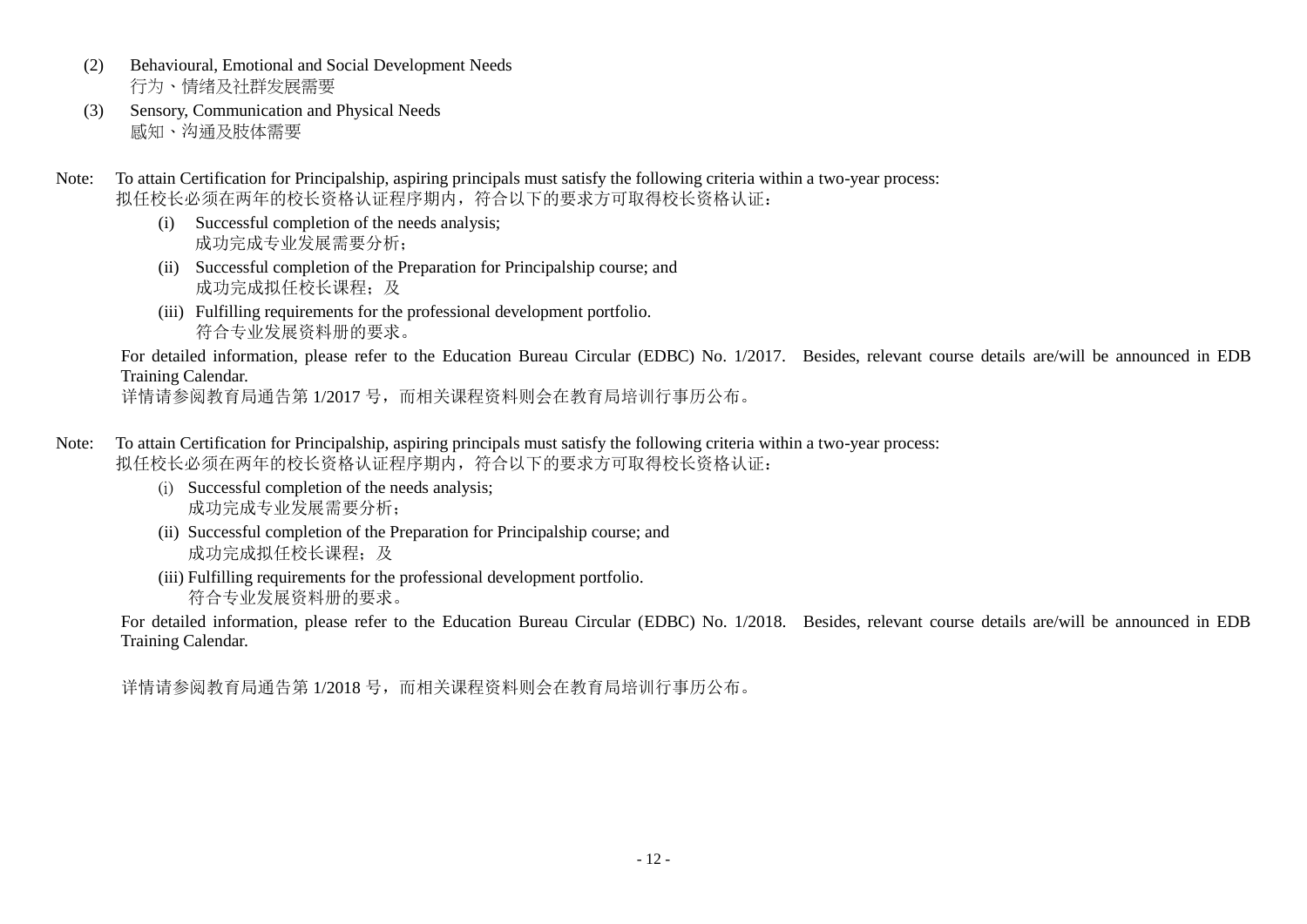(2) Behavioural, Emotional and Social Development Needs
行为、情绪及社群发展需要

(3) Sensory, Communication and Physical Needs
感知、沟通及肢体需要

Note: To attain Certification for Principalship, aspiring principals must satisfy the following criteria within a two-year process:
拟任校长必须在两年的校长资格认证程序期内，符合以下的要求方可取得校长资格认证：

(i) Successful completion of the needs analysis;
成功完成专业发展需要分析；

(ii) Successful completion of the Preparation for Principalship course; and
成功完成拟任校长课程；及

(iii) Fulfilling requirements for the professional development portfolio.
符合专业发展资料册的要求。

For detailed information, please refer to the Education Bureau Circular (EDBC) No. 1/2017. Besides, relevant course details are/will be announced in EDB Training Calendar.
详情请参阅教育局通告第 1/2017 号，而相关课程资料则会在教育局培训行事历公布。

Note: To attain Certification for Principalship, aspiring principals must satisfy the following criteria within a two-year process:
拟任校长必须在两年的校长资格认证程序期内，符合以下的要求方可取得校长资格认证：

(i) Successful completion of the needs analysis;
成功完成专业发展需要分析；

(ii) Successful completion of the Preparation for Principalship course; and
成功完成拟任校长课程；及

(iii) Fulfilling requirements for the professional development portfolio.
符合专业发展资料册的要求。

For detailed information, please refer to the Education Bureau Circular (EDBC) No. 1/2018. Besides, relevant course details are/will be announced in EDB Training Calendar.

详情请参阅教育局通告第 1/2018 号，而相关课程资料则会在教育局培训行事历公布。